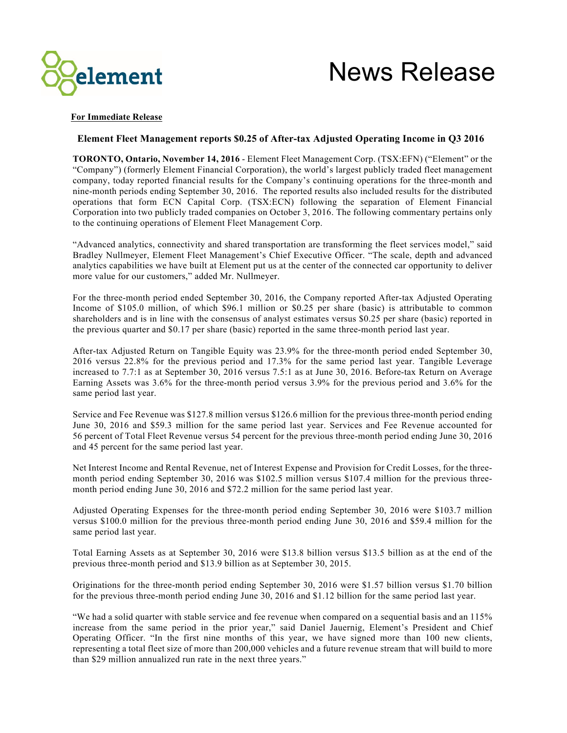# News Release

**For Immediate Release**

## Element Fleet Management reports $0.25 of After-tax Adjusted Operating Income in Q3 2016

**TORONTO, Ontario, November 14, 2016** - Element Fleet Management Corp. (TSX:EFN) ("Element" or the "Company") (formerly Element Financial Corporation), the world's largest publicly traded fleet management company, today reported financial results for the Company's continuing operations for the three-month and nine-month periods ending September 30, 2016. The reported results also included results for the distributed operations that form ECN Capital Corp. (TSX:ECN) following the separation of Element Financial Corporation into two publicly traded companies on October 3, 2016. The following commentary pertains only to the continuing operations of Element Fleet Management Corp.

"Advanced analytics, connectivity and shared transportation are transforming the fleet services model," said Bradley Nullmeyer, Element Fleet Management's Chief Executive Officer. "The scale, depth and advanced analytics capabilities we have built at Element put us at the center of the connected car opportunity to deliver more value for our customers," added Mr. Nullmeyer.

For the three-month period ended September 30, 2016, the Company reported After-tax Adjusted Operating Income of $105.0 million, of which $96.1 million or $0.25 per share (basic) is attributable to common shareholders and is in line with the consensus of analyst estimates versus $0.25 per share (basic) reported in the previous quarter and $0.17 per share (basic) reported in the same three-month period last year.

After-tax Adjusted Return on Tangible Equity was 23.9% for the three-month period ended September 30, 2016 versus 22.8% for the previous period and 17.3% for the same period last year. Tangible Leverage increased to 7.7:1 as at September 30, 2016 versus 7.5:1 as at June 30, 2016. Before-tax Return on Average Earning Assets was 3.6% for the three-month period versus 3.9% for the previous period and 3.6% for the same period last year.

Service and Fee Revenue was $127.8 million versus $126.6 million for the previous three-month period ending June 30, 2016 and $59.3 million for the same period last year. Services and Fee Revenue accounted for 56 percent of Total Fleet Revenue versus 54 percent for the previous three-month period ending June 30, 2016 and 45 percent for the same period last year.

Net Interest Income and Rental Revenue, net of Interest Expense and Provision for Credit Losses, for the three-month period ending September 30, 2016 was $102.5 million versus $107.4 million for the previous three-month period ending June 30, 2016 and $72.2 million for the same period last year.

Adjusted Operating Expenses for the three-month period ending September 30, 2016 were $103.7 million versus $100.0 million for the previous three-month period ending June 30, 2016 and $59.4 million for the same period last year.

Total Earning Assets as at September 30, 2016 were $13.8 billion versus $13.5 billion as at the end of the previous three-month period and $13.9 billion as at September 30, 2015.

Originations for the three-month period ending September 30, 2016 were $1.57 billion versus $1.70 billion for the previous three-month period ending June 30, 2016 and $1.12 billion for the same period last year.

"We had a solid quarter with stable service and fee revenue when compared on a sequential basis and an 115% increase from the same period in the prior year," said Daniel Jauernig, Element's President and Chief Operating Officer. "In the first nine months of this year, we have signed more than 100 new clients, representing a total fleet size of more than 200,000 vehicles and a future revenue stream that will build to more than $29 million annualized run rate in the next three years."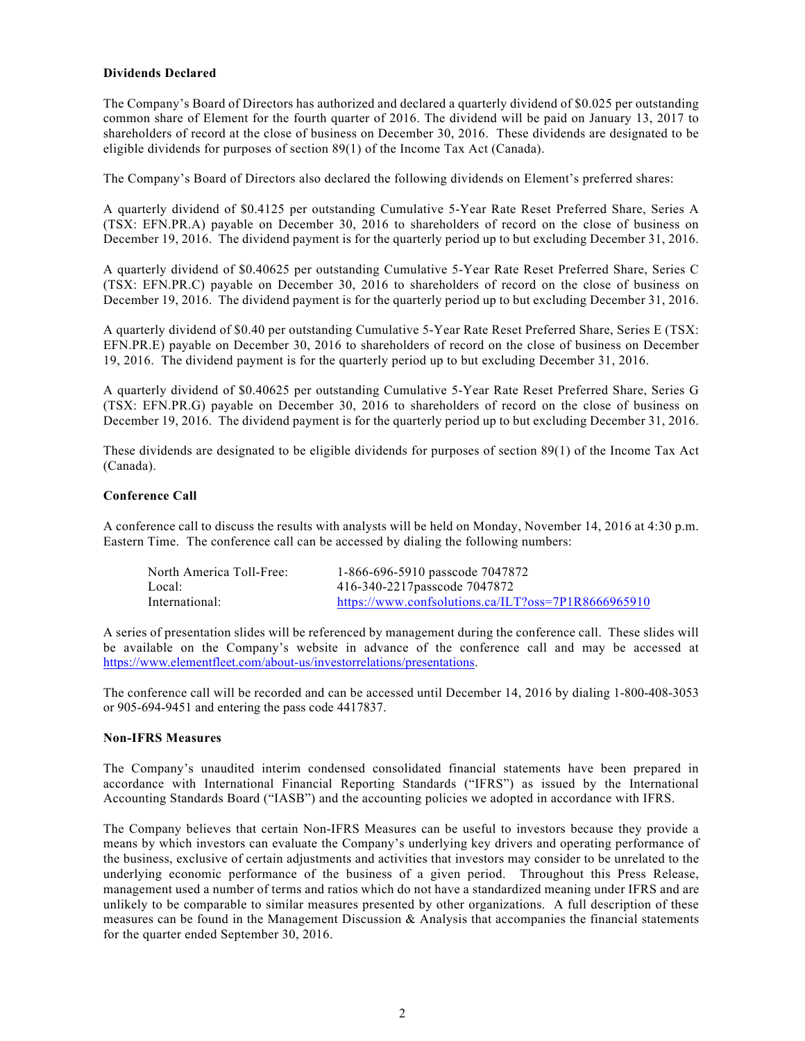### Dividends Declared

The Company's Board of Directors has authorized and declared a quarterly dividend of $0.025 per outstanding common share of Element for the fourth quarter of 2016. The dividend will be paid on January 13, 2017 to shareholders of record at the close of business on December 30, 2016. These dividends are designated to be eligible dividends for purposes of section 89(1) of the Income Tax Act (Canada).

The Company's Board of Directors also declared the following dividends on Element's preferred shares:

A quarterly dividend of $0.4125 per outstanding Cumulative 5-Year Rate Reset Preferred Share, Series A (TSX: EFN.PR.A) payable on December 30, 2016 to shareholders of record on the close of business on December 19, 2016. The dividend payment is for the quarterly period up to but excluding December 31, 2016.

A quarterly dividend of $0.40625 per outstanding Cumulative 5-Year Rate Reset Preferred Share, Series C (TSX: EFN.PR.C) payable on December 30, 2016 to shareholders of record on the close of business on December 19, 2016. The dividend payment is for the quarterly period up to but excluding December 31, 2016.

A quarterly dividend of $0.40 per outstanding Cumulative 5-Year Rate Reset Preferred Share, Series E (TSX: EFN.PR.E) payable on December 30, 2016 to shareholders of record on the close of business on December 19, 2016. The dividend payment is for the quarterly period up to but excluding December 31, 2016.

A quarterly dividend of $0.40625 per outstanding Cumulative 5-Year Rate Reset Preferred Share, Series G (TSX: EFN.PR.G) payable on December 30, 2016 to shareholders of record on the close of business on December 19, 2016. The dividend payment is for the quarterly period up to but excluding December 31, 2016.

These dividends are designated to be eligible dividends for purposes of section 89(1) of the Income Tax Act (Canada).

### Conference Call

A conference call to discuss the results with analysts will be held on Monday, November 14, 2016 at 4:30 p.m. Eastern Time. The conference call can be accessed by dialing the following numbers:

| | |
|---|---|
| North America Toll-Free: | 1-866-696-5910 passcode 7047872 |
| Local: | 416-340-2217passcode 7047872 |
| International: | https://www.confsolutions.ca/ILT?oss=7P1R8666965910 |

A series of presentation slides will be referenced by management during the conference call. These slides will be available on the Company's website in advance of the conference call and may be accessed at https://www.elementfleet.com/about-us/investorrelations/presentations.

The conference call will be recorded and can be accessed until December 14, 2016 by dialing 1-800-408-3053 or 905-694-9451 and entering the pass code 4417837.

### Non-IFRS Measures

The Company's unaudited interim condensed consolidated financial statements have been prepared in accordance with International Financial Reporting Standards ("IFRS") as issued by the International Accounting Standards Board ("IASB") and the accounting policies we adopted in accordance with IFRS.

The Company believes that certain Non-IFRS Measures can be useful to investors because they provide a means by which investors can evaluate the Company's underlying key drivers and operating performance of the business, exclusive of certain adjustments and activities that investors may consider to be unrelated to the underlying economic performance of the business of a given period. Throughout this Press Release, management used a number of terms and ratios which do not have a standardized meaning under IFRS and are unlikely to be comparable to similar measures presented by other organizations. A full description of these measures can be found in the Management Discussion & Analysis that accompanies the financial statements for the quarter ended September 30, 2016.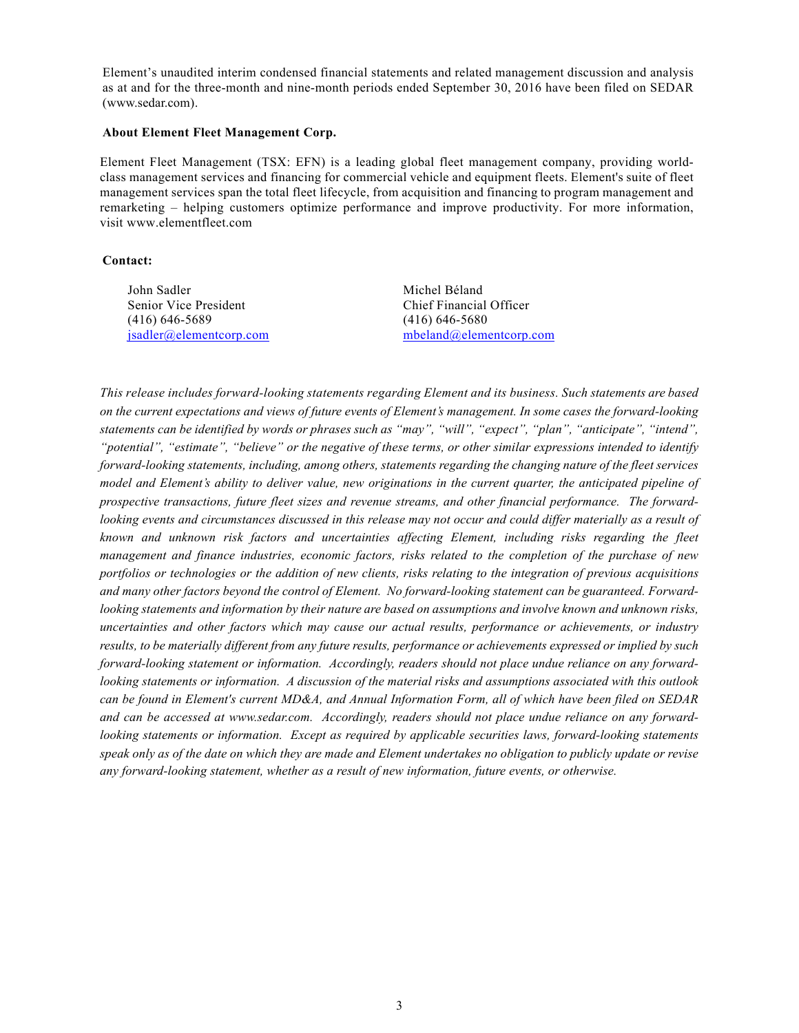Element's unaudited interim condensed financial statements and related management discussion and analysis as at and for the three-month and nine-month periods ended September 30, 2016 have been filed on SEDAR (www.sedar.com).

**About Element Fleet Management Corp.**

Element Fleet Management (TSX: EFN) is a leading global fleet management company, providing world-class management services and financing for commercial vehicle and equipment fleets. Element's suite of fleet management services span the total fleet lifecycle, from acquisition and financing to program management and remarketing – helping customers optimize performance and improve productivity. For more information, visit www.elementfleet.com

**Contact:**

John Sadler
Senior Vice President
(416) 646-5689
jsadler@elementcorp.com

Michel Béland
Chief Financial Officer
(416) 646-5680
mbeland@elementcorp.com

*This release includes forward-looking statements regarding Element and its business. Such statements are based on the current expectations and views of future events of Element's management. In some cases the forward-looking statements can be identified by words or phrases such as "may", "will", "expect", "plan", "anticipate", "intend", "potential", "estimate", "believe" or the negative of these terms, or other similar expressions intended to identify forward-looking statements, including, among others, statements regarding the changing nature of the fleet services model and Element's ability to deliver value, new originations in the current quarter, the anticipated pipeline of prospective transactions, future fleet sizes and revenue streams, and other financial performance. The forward-looking events and circumstances discussed in this release may not occur and could differ materially as a result of known and unknown risk factors and uncertainties affecting Element, including risks regarding the fleet management and finance industries, economic factors, risks related to the completion of the purchase of new portfolios or technologies or the addition of new clients, risks relating to the integration of previous acquisitions and many other factors beyond the control of Element. No forward-looking statement can be guaranteed. Forward-looking statements and information by their nature are based on assumptions and involve known and unknown risks, uncertainties and other factors which may cause our actual results, performance or achievements, or industry results, to be materially different from any future results, performance or achievements expressed or implied by such forward-looking statement or information. Accordingly, readers should not place undue reliance on any forward-looking statements or information. A discussion of the material risks and assumptions associated with this outlook can be found in Element's current MD&A, and Annual Information Form, all of which have been filed on SEDAR and can be accessed at www.sedar.com. Accordingly, readers should not place undue reliance on any forward-looking statements or information. Except as required by applicable securities laws, forward-looking statements speak only as of the date on which they are made and Element undertakes no obligation to publicly update or revise any forward-looking statement, whether as a result of new information, future events, or otherwise.*